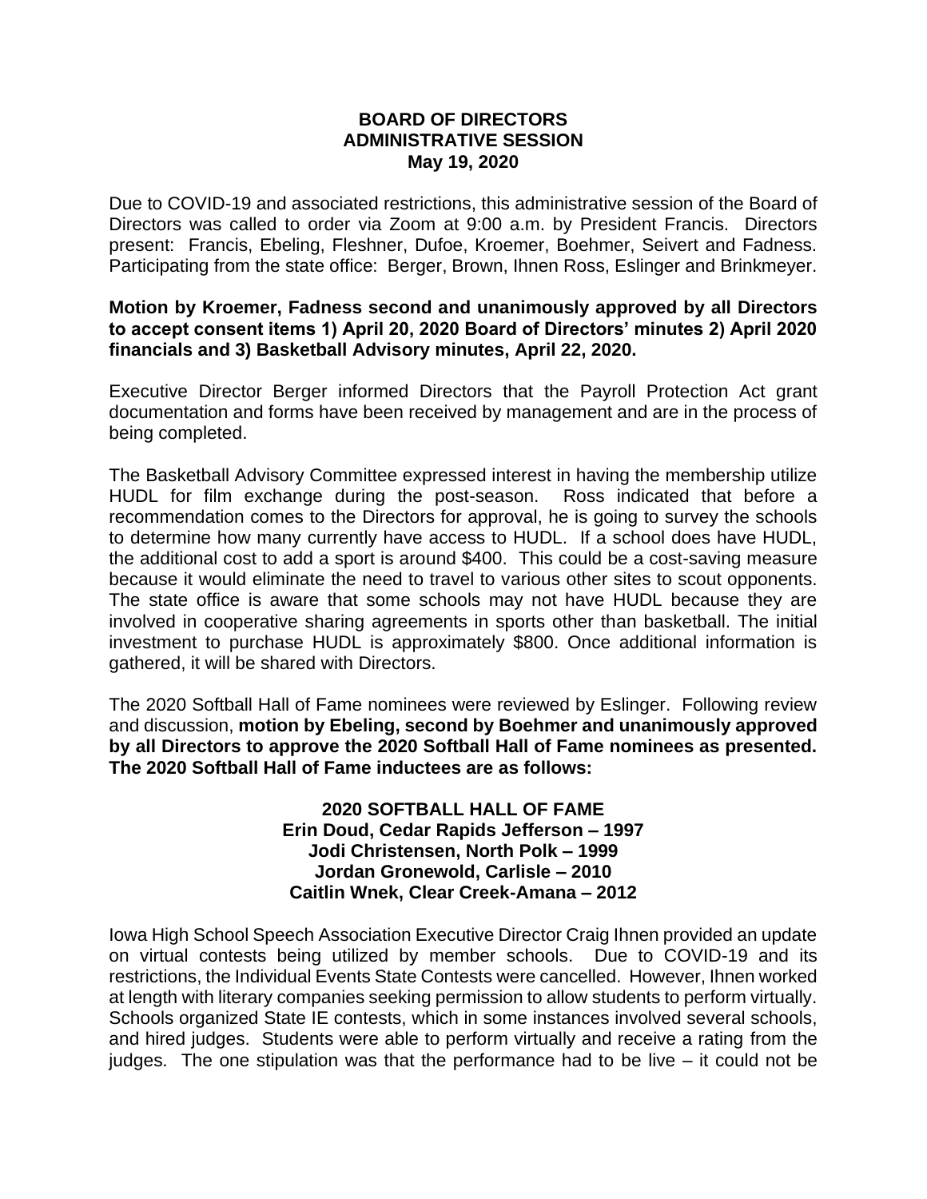**BOARD OF DIRECTORS**
**ADMINISTRATIVE SESSION**
**May 19, 2020**

Due to COVID-19 and associated restrictions, this administrative session of the Board of Directors was called to order via Zoom at 9:00 a.m. by President Francis. Directors present: Francis, Ebeling, Fleshner, Dufoe, Kroemer, Boehmer, Seivert and Fadness. Participating from the state office: Berger, Brown, Ihnen Ross, Eslinger and Brinkmeyer.

**Motion by Kroemer, Fadness second and unanimously approved by all Directors to accept consent items 1) April 20, 2020 Board of Directors' minutes 2) April 2020 financials and 3) Basketball Advisory minutes, April 22, 2020.**

Executive Director Berger informed Directors that the Payroll Protection Act grant documentation and forms have been received by management and are in the process of being completed.

The Basketball Advisory Committee expressed interest in having the membership utilize HUDL for film exchange during the post-season. Ross indicated that before a recommendation comes to the Directors for approval, he is going to survey the schools to determine how many currently have access to HUDL. If a school does have HUDL, the additional cost to add a sport is around $400. This could be a cost-saving measure because it would eliminate the need to travel to various other sites to scout opponents. The state office is aware that some schools may not have HUDL because they are involved in cooperative sharing agreements in sports other than basketball. The initial investment to purchase HUDL is approximately $800. Once additional information is gathered, it will be shared with Directors.

The 2020 Softball Hall of Fame nominees were reviewed by Eslinger. Following review and discussion, **motion by Ebeling, second by Boehmer and unanimously approved by all Directors to approve the 2020 Softball Hall of Fame nominees as presented. The 2020 Softball Hall of Fame inductees are as follows:**

**2020 SOFTBALL HALL OF FAME**
**Erin Doud, Cedar Rapids Jefferson – 1997**
**Jodi Christensen, North Polk – 1999**
**Jordan Gronewold, Carlisle – 2010**
**Caitlin Wnek, Clear Creek-Amana – 2012**

Iowa High School Speech Association Executive Director Craig Ihnen provided an update on virtual contests being utilized by member schools. Due to COVID-19 and its restrictions, the Individual Events State Contests were cancelled. However, Ihnen worked at length with literary companies seeking permission to allow students to perform virtually. Schools organized State IE contests, which in some instances involved several schools, and hired judges. Students were able to perform virtually and receive a rating from the judges. The one stipulation was that the performance had to be live – it could not be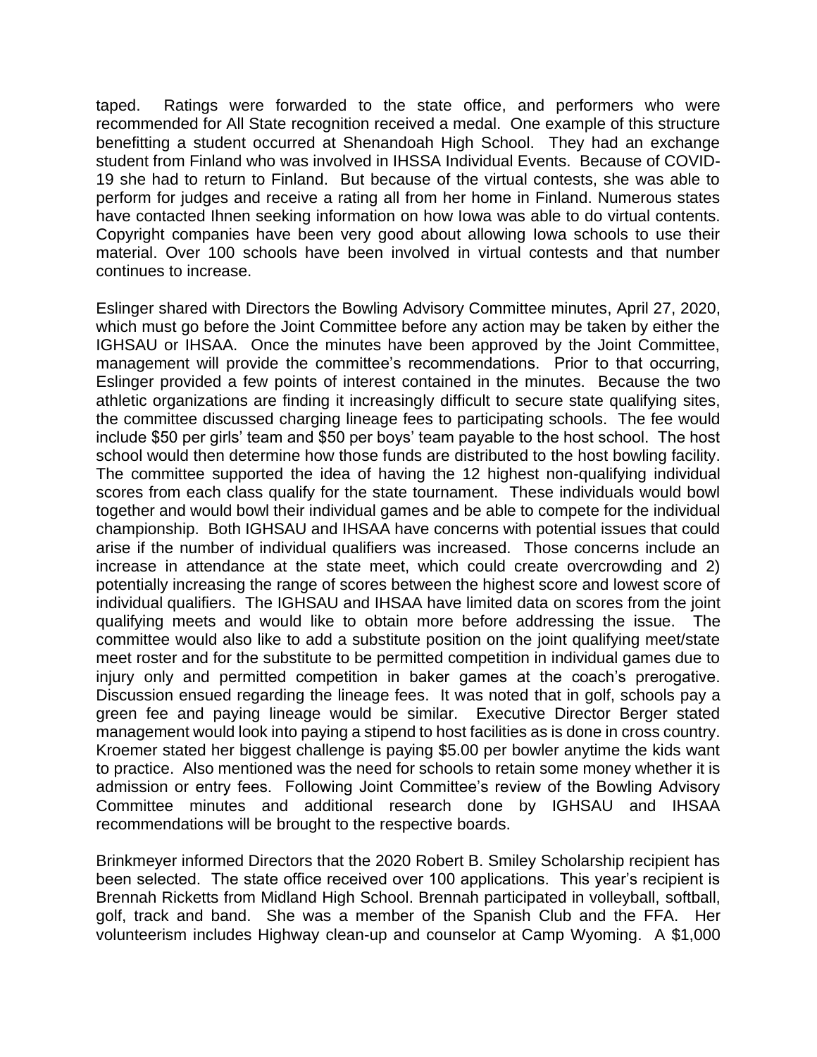taped. Ratings were forwarded to the state office, and performers who were recommended for All State recognition received a medal. One example of this structure benefitting a student occurred at Shenandoah High School. They had an exchange student from Finland who was involved in IHSSA Individual Events. Because of COVID-19 she had to return to Finland. But because of the virtual contests, she was able to perform for judges and receive a rating all from her home in Finland. Numerous states have contacted Ihnen seeking information on how Iowa was able to do virtual contents. Copyright companies have been very good about allowing Iowa schools to use their material. Over 100 schools have been involved in virtual contests and that number continues to increase.

Eslinger shared with Directors the Bowling Advisory Committee minutes, April 27, 2020, which must go before the Joint Committee before any action may be taken by either the IGHSAU or IHSAA. Once the minutes have been approved by the Joint Committee, management will provide the committee's recommendations. Prior to that occurring, Eslinger provided a few points of interest contained in the minutes. Because the two athletic organizations are finding it increasingly difficult to secure state qualifying sites, the committee discussed charging lineage fees to participating schools. The fee would include $50 per girls' team and $50 per boys' team payable to the host school. The host school would then determine how those funds are distributed to the host bowling facility. The committee supported the idea of having the 12 highest non-qualifying individual scores from each class qualify for the state tournament. These individuals would bowl together and would bowl their individual games and be able to compete for the individual championship. Both IGHSAU and IHSAA have concerns with potential issues that could arise if the number of individual qualifiers was increased. Those concerns include an increase in attendance at the state meet, which could create overcrowding and 2) potentially increasing the range of scores between the highest score and lowest score of individual qualifiers. The IGHSAU and IHSAA have limited data on scores from the joint qualifying meets and would like to obtain more before addressing the issue. The committee would also like to add a substitute position on the joint qualifying meet/state meet roster and for the substitute to be permitted competition in individual games due to injury only and permitted competition in baker games at the coach's prerogative. Discussion ensued regarding the lineage fees. It was noted that in golf, schools pay a green fee and paying lineage would be similar. Executive Director Berger stated management would look into paying a stipend to host facilities as is done in cross country. Kroemer stated her biggest challenge is paying $5.00 per bowler anytime the kids want to practice. Also mentioned was the need for schools to retain some money whether it is admission or entry fees. Following Joint Committee's review of the Bowling Advisory Committee minutes and additional research done by IGHSAU and IHSAA recommendations will be brought to the respective boards.

Brinkmeyer informed Directors that the 2020 Robert B. Smiley Scholarship recipient has been selected. The state office received over 100 applications. This year's recipient is Brennah Ricketts from Midland High School. Brennah participated in volleyball, softball, golf, track and band. She was a member of the Spanish Club and the FFA. Her volunteerism includes Highway clean-up and counselor at Camp Wyoming. A $1,000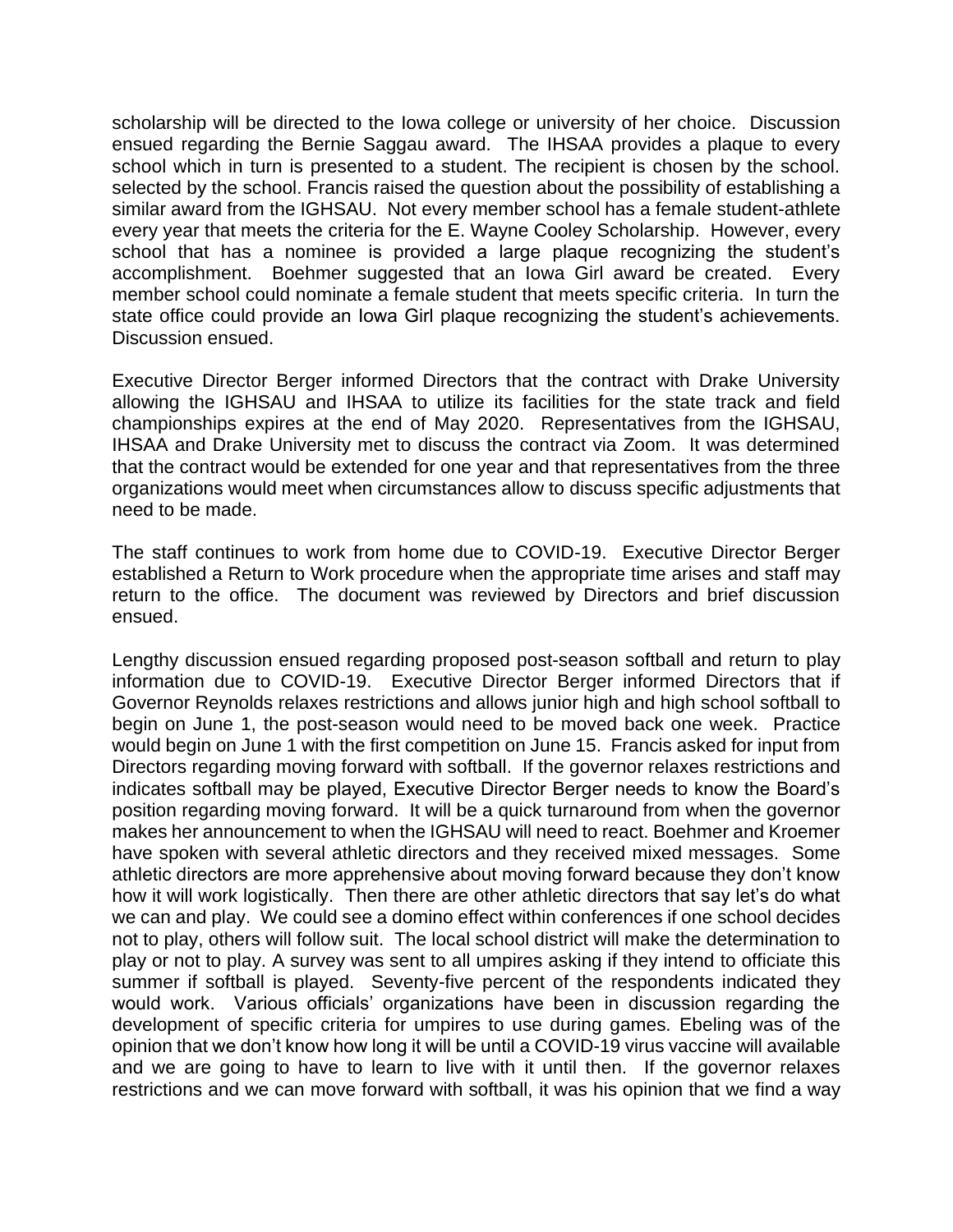scholarship will be directed to the Iowa college or university of her choice. Discussion ensued regarding the Bernie Saggau award. The IHSAA provides a plaque to every school which in turn is presented to a student. The recipient is chosen by the school. selected by the school. Francis raised the question about the possibility of establishing a similar award from the IGHSAU. Not every member school has a female student-athlete every year that meets the criteria for the E. Wayne Cooley Scholarship. However, every school that has a nominee is provided a large plaque recognizing the student's accomplishment. Boehmer suggested that an Iowa Girl award be created. Every member school could nominate a female student that meets specific criteria. In turn the state office could provide an Iowa Girl plaque recognizing the student's achievements. Discussion ensued.

Executive Director Berger informed Directors that the contract with Drake University allowing the IGHSAU and IHSAA to utilize its facilities for the state track and field championships expires at the end of May 2020. Representatives from the IGHSAU, IHSAA and Drake University met to discuss the contract via Zoom. It was determined that the contract would be extended for one year and that representatives from the three organizations would meet when circumstances allow to discuss specific adjustments that need to be made.

The staff continues to work from home due to COVID-19. Executive Director Berger established a Return to Work procedure when the appropriate time arises and staff may return to the office. The document was reviewed by Directors and brief discussion ensued.

Lengthy discussion ensued regarding proposed post-season softball and return to play information due to COVID-19. Executive Director Berger informed Directors that if Governor Reynolds relaxes restrictions and allows junior high and high school softball to begin on June 1, the post-season would need to be moved back one week. Practice would begin on June 1 with the first competition on June 15. Francis asked for input from Directors regarding moving forward with softball. If the governor relaxes restrictions and indicates softball may be played, Executive Director Berger needs to know the Board's position regarding moving forward. It will be a quick turnaround from when the governor makes her announcement to when the IGHSAU will need to react. Boehmer and Kroemer have spoken with several athletic directors and they received mixed messages. Some athletic directors are more apprehensive about moving forward because they don't know how it will work logistically. Then there are other athletic directors that say let's do what we can and play. We could see a domino effect within conferences if one school decides not to play, others will follow suit. The local school district will make the determination to play or not to play. A survey was sent to all umpires asking if they intend to officiate this summer if softball is played. Seventy-five percent of the respondents indicated they would work. Various officials' organizations have been in discussion regarding the development of specific criteria for umpires to use during games. Ebeling was of the opinion that we don't know how long it will be until a COVID-19 virus vaccine will available and we are going to have to learn to live with it until then. If the governor relaxes restrictions and we can move forward with softball, it was his opinion that we find a way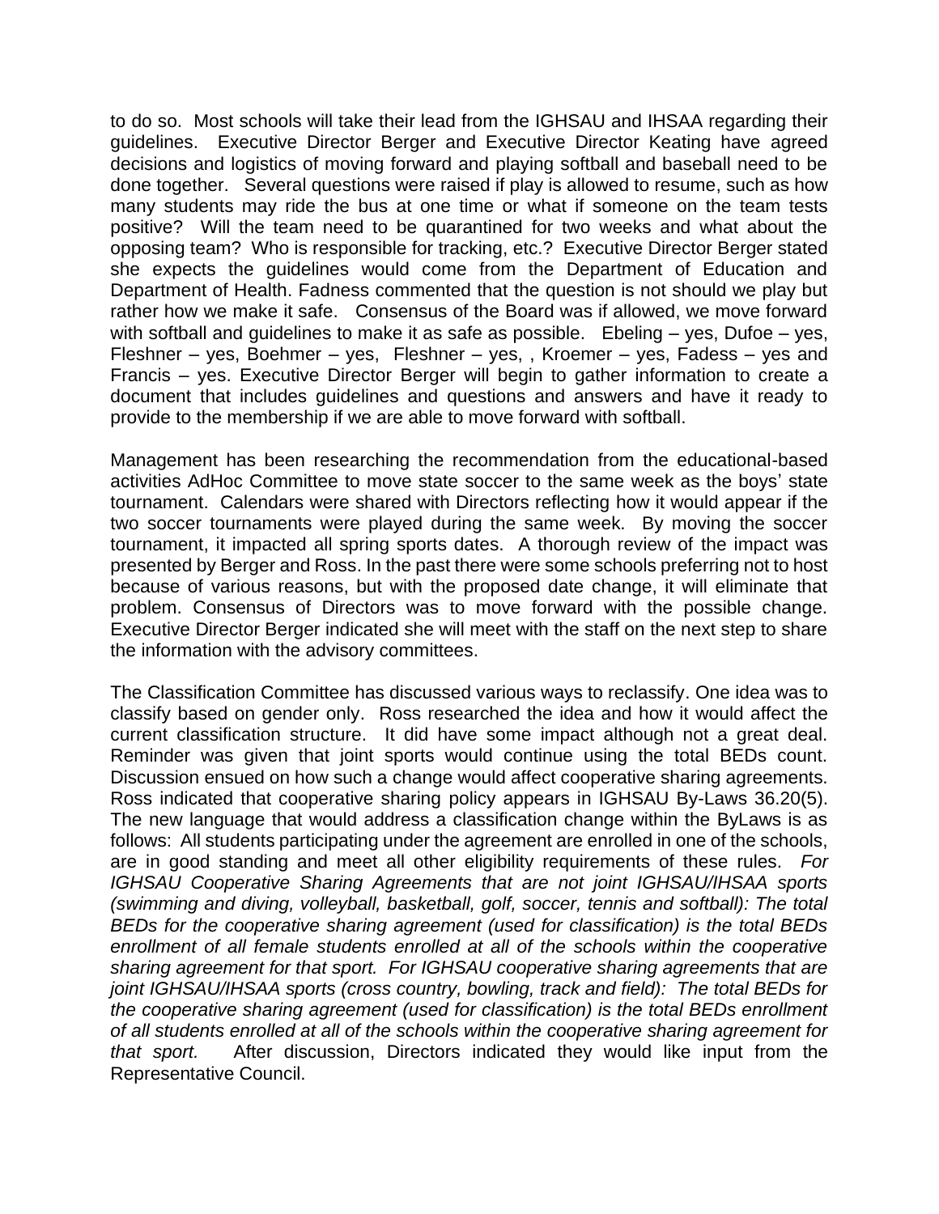to do so. Most schools will take their lead from the IGHSAU and IHSAA regarding their guidelines. Executive Director Berger and Executive Director Keating have agreed decisions and logistics of moving forward and playing softball and baseball need to be done together. Several questions were raised if play is allowed to resume, such as how many students may ride the bus at one time or what if someone on the team tests positive? Will the team need to be quarantined for two weeks and what about the opposing team? Who is responsible for tracking, etc.? Executive Director Berger stated she expects the guidelines would come from the Department of Education and Department of Health. Fadness commented that the question is not should we play but rather how we make it safe. Consensus of the Board was if allowed, we move forward with softball and guidelines to make it as safe as possible. Ebeling – yes, Dufoe – yes, Fleshner – yes, Boehmer – yes, Fleshner – yes, , Kroemer – yes, Fadess – yes and Francis – yes. Executive Director Berger will begin to gather information to create a document that includes guidelines and questions and answers and have it ready to provide to the membership if we are able to move forward with softball.

Management has been researching the recommendation from the educational-based activities AdHoc Committee to move state soccer to the same week as the boys' state tournament. Calendars were shared with Directors reflecting how it would appear if the two soccer tournaments were played during the same week. By moving the soccer tournament, it impacted all spring sports dates. A thorough review of the impact was presented by Berger and Ross. In the past there were some schools preferring not to host because of various reasons, but with the proposed date change, it will eliminate that problem. Consensus of Directors was to move forward with the possible change. Executive Director Berger indicated she will meet with the staff on the next step to share the information with the advisory committees.

The Classification Committee has discussed various ways to reclassify. One idea was to classify based on gender only. Ross researched the idea and how it would affect the current classification structure. It did have some impact although not a great deal. Reminder was given that joint sports would continue using the total BEDs count. Discussion ensued on how such a change would affect cooperative sharing agreements. Ross indicated that cooperative sharing policy appears in IGHSAU By-Laws 36.20(5). The new language that would address a classification change within the ByLaws is as follows: All students participating under the agreement are enrolled in one of the schools, are in good standing and meet all other eligibility requirements of these rules. *For IGHSAU Cooperative Sharing Agreements that are not joint IGHSAU/IHSAA sports (swimming and diving, volleyball, basketball, golf, soccer, tennis and softball): The total BEDs for the cooperative sharing agreement (used for classification) is the total BEDs enrollment of all female students enrolled at all of the schools within the cooperative sharing agreement for that sport. For IGHSAU cooperative sharing agreements that are joint IGHSAU/IHSAA sports (cross country, bowling, track and field): The total BEDs for the cooperative sharing agreement (used for classification) is the total BEDs enrollment of all students enrolled at all of the schools within the cooperative sharing agreement for that sport.* After discussion, Directors indicated they would like input from the Representative Council.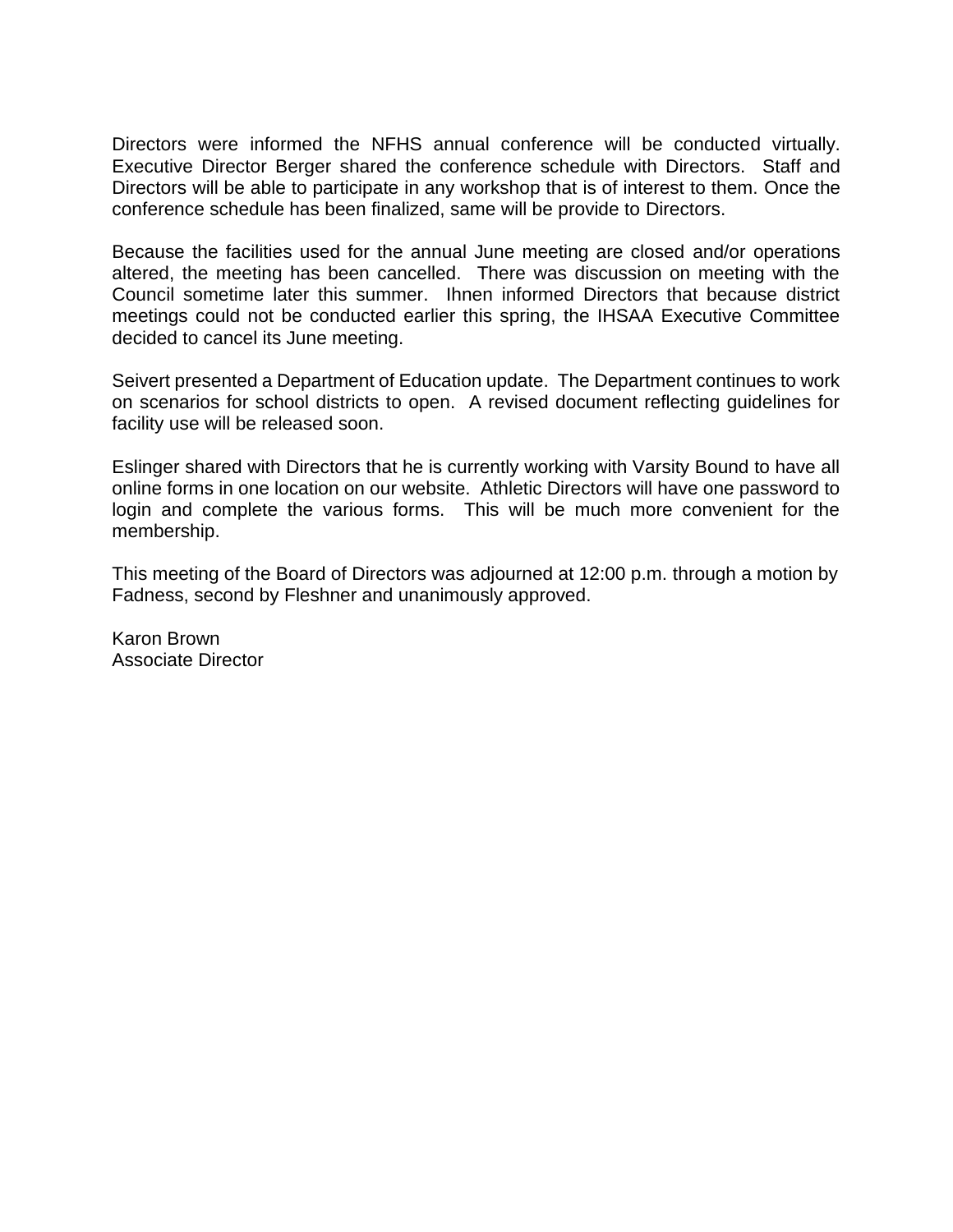Directors were informed the NFHS annual conference will be conducted virtually. Executive Director Berger shared the conference schedule with Directors. Staff and Directors will be able to participate in any workshop that is of interest to them. Once the conference schedule has been finalized, same will be provide to Directors.

Because the facilities used for the annual June meeting are closed and/or operations altered, the meeting has been cancelled. There was discussion on meeting with the Council sometime later this summer. Ihnen informed Directors that because district meetings could not be conducted earlier this spring, the IHSAA Executive Committee decided to cancel its June meeting.

Seivert presented a Department of Education update. The Department continues to work on scenarios for school districts to open. A revised document reflecting guidelines for facility use will be released soon.

Eslinger shared with Directors that he is currently working with Varsity Bound to have all online forms in one location on our website. Athletic Directors will have one password to login and complete the various forms. This will be much more convenient for the membership.

This meeting of the Board of Directors was adjourned at 12:00 p.m. through a motion by Fadness, second by Fleshner and unanimously approved.

Karon Brown
Associate Director